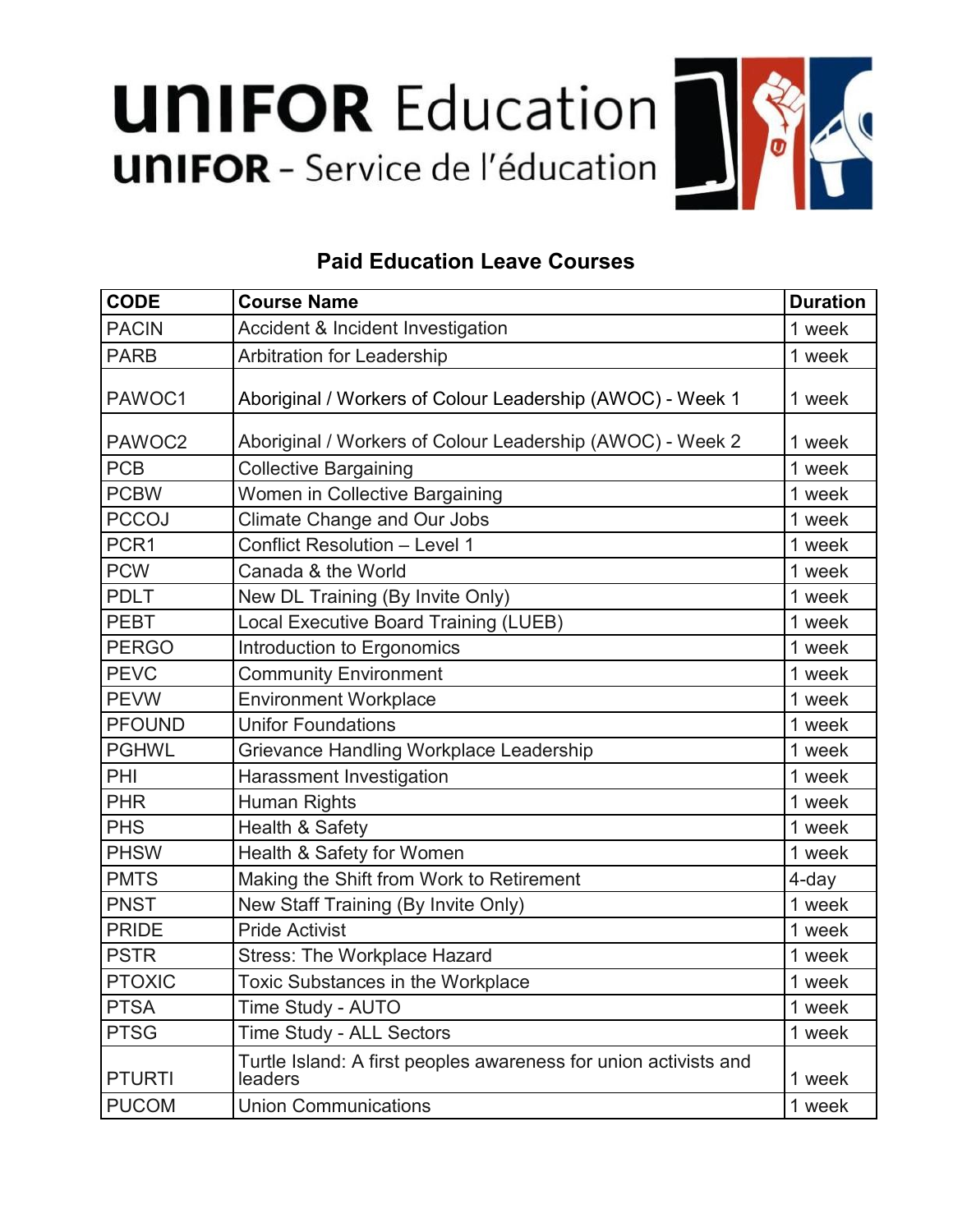# UNIFOR Education

## UNIFOR - Service de l'éducation

### Paid Education Leave Courses

| CODE | Course Name | Duration |
|---|---|---|
| PACIN | Accident & Incident Investigation | 1 week |
| PARB | Arbitration for Leadership | 1 week |
| PAWOC1 | Aboriginal / Workers of Colour Leadership (AWOC) - Week 1 | 1 week |
| PAWOC2 | Aboriginal / Workers of Colour Leadership (AWOC) - Week 2 | 1 week |
| PCB | Collective Bargaining | 1 week |
| PCBW | Women in Collective Bargaining | 1 week |
| PCCOJ | Climate Change and Our Jobs | 1 week |
| PCR1 | Conflict Resolution – Level 1 | 1 week |
| PCW | Canada & the World | 1 week |
| PDLT | New DL Training (By Invite Only) | 1 week |
| PEBT | Local Executive Board Training (LUEB) | 1 week |
| PERGO | Introduction to Ergonomics | 1 week |
| PEVC | Community Environment | 1 week |
| PEVW | Environment Workplace | 1 week |
| PFOUND | Unifor Foundations | 1 week |
| PGHWL | Grievance Handling Workplace Leadership | 1 week |
| PHI | Harassment Investigation | 1 week |
| PHR | Human Rights | 1 week |
| PHS | Health & Safety | 1 week |
| PHSW | Health & Safety for Women | 1 week |
| PMTS | Making the Shift from Work to Retirement | 4-day |
| PNST | New Staff Training (By Invite Only) | 1 week |
| PRIDE | Pride Activist | 1 week |
| PSTR | Stress: The Workplace Hazard | 1 week |
| PTOXIC | Toxic Substances in the Workplace | 1 week |
| PTSA | Time Study - AUTO | 1 week |
| PTSG | Time Study - ALL Sectors | 1 week |
| PTURTI | Turtle Island: A first peoples awareness for union activists and leaders | 1 week |
| PUCOM | Union Communications | 1 week |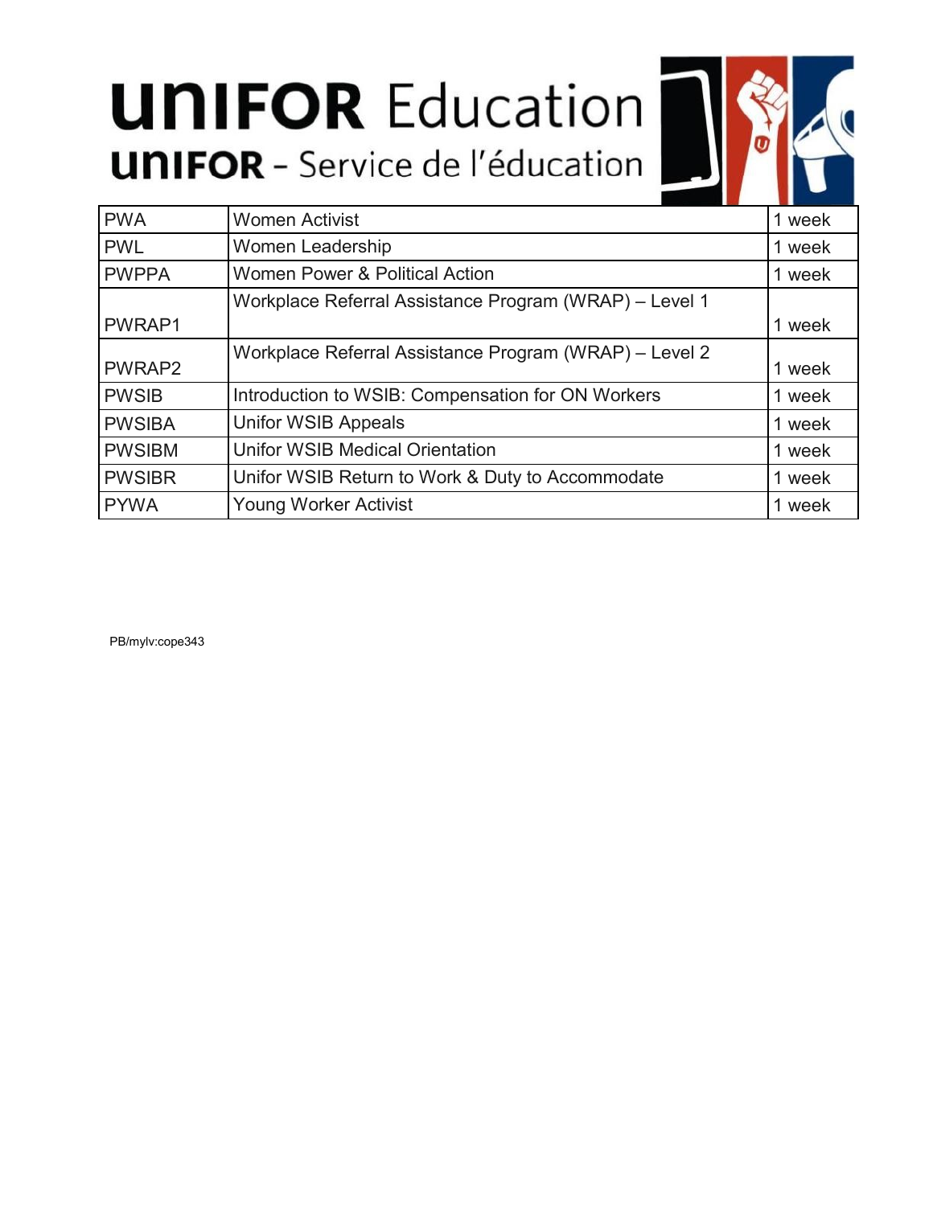# UNIFOR Education

## UNIFOR - Service de l'éducation

| | | |
|---|---|---|
| PWA | Women Activist | 1 week |
| PWL | Women Leadership | 1 week |
| PWPPA | Women Power & Political Action | 1 week |
| PWRAP1 | Workplace Referral Assistance Program (WRAP) – Level 1 | 1 week |
| PWRAP2 | Workplace Referral Assistance Program (WRAP) – Level 2 | 1 week |
| PWSIB | Introduction to WSIB: Compensation for ON Workers | 1 week |
| PWSIBA | Unifor WSIB Appeals | 1 week |
| PWSIBM | Unifor WSIB Medical Orientation | 1 week |
| PWSIBR | Unifor WSIB Return to Work & Duty to Accommodate | 1 week |
| PYWA | Young Worker Activist | 1 week |

PB/mylv:cope343